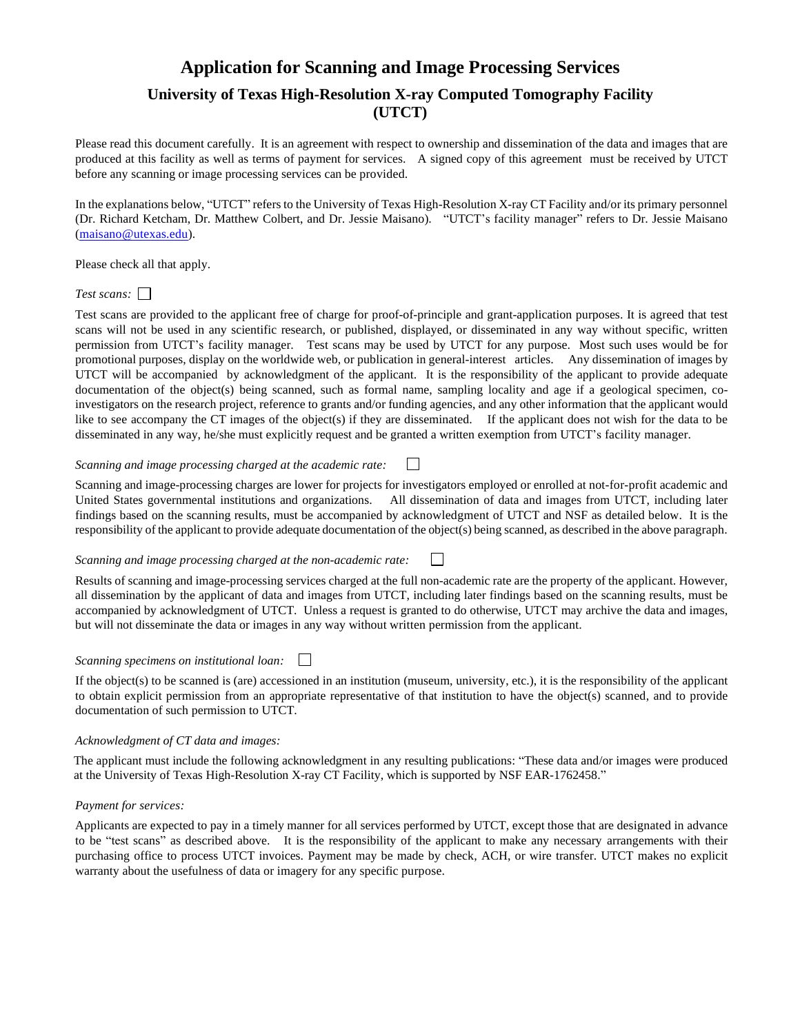# Application for Scanning and Image Processing Services

## University of Texas High-Resolution X-ray Computed Tomography Facility (UTCT)

Please read this document carefully. It is an agreement with respect to ownership and dissemination of the data and images that are produced at this facility as well as terms of payment for services. A signed copy of this agreement must be received by UTCT before any scanning or image processing services can be provided.

In the explanations below, "UTCT" refers to the University of Texas High-Resolution X-ray CT Facility and/or its primary personnel (Dr. Richard Ketcham, Dr. Matthew Colbert, and Dr. Jessie Maisano). "UTCT's facility manager" refers to Dr. Jessie Maisano (maisano@utexas.edu).

Please check all that apply.

*Test scans:* ☐

Test scans are provided to the applicant free of charge for proof-of-principle and grant-application purposes. It is agreed that test scans will not be used in any scientific research, or published, displayed, or disseminated in any way without specific, written permission from UTCT's facility manager. Test scans may be used by UTCT for any purpose. Most such uses would be for promotional purposes, display on the worldwide web, or publication in general-interest articles. Any dissemination of images by UTCT will be accompanied by acknowledgment of the applicant. It is the responsibility of the applicant to provide adequate documentation of the object(s) being scanned, such as formal name, sampling locality and age if a geological specimen, co-investigators on the research project, reference to grants and/or funding agencies, and any other information that the applicant would like to see accompany the CT images of the object(s) if they are disseminated. If the applicant does not wish for the data to be disseminated in any way, he/she must explicitly request and be granted a written exemption from UTCT's facility manager.

*Scanning and image processing charged at the academic rate:* ☐

Scanning and image-processing charges are lower for projects for investigators employed or enrolled at not-for-profit academic and United States governmental institutions and organizations. All dissemination of data and images from UTCT, including later findings based on the scanning results, must be accompanied by acknowledgment of UTCT and NSF as detailed below. It is the responsibility of the applicant to provide adequate documentation of the object(s) being scanned, as described in the above paragraph.

*Scanning and image processing charged at the non-academic rate:* ☐

Results of scanning and image-processing services charged at the full non-academic rate are the property of the applicant. However, all dissemination by the applicant of data and images from UTCT, including later findings based on the scanning results, must be accompanied by acknowledgment of UTCT. Unless a request is granted to do otherwise, UTCT may archive the data and images, but will not disseminate the data or images in any way without written permission from the applicant.

*Scanning specimens on institutional loan:* ☐

If the object(s) to be scanned is (are) accessioned in an institution (museum, university, etc.), it is the responsibility of the applicant to obtain explicit permission from an appropriate representative of that institution to have the object(s) scanned, and to provide documentation of such permission to UTCT.

*Acknowledgment of CT data and images:*

The applicant must include the following acknowledgment in any resulting publications: "These data and/or images were produced at the University of Texas High-Resolution X-ray CT Facility, which is supported by NSF EAR-1762458."

*Payment for services:*

Applicants are expected to pay in a timely manner for all services performed by UTCT, except those that are designated in advance to be "test scans" as described above. It is the responsibility of the applicant to make any necessary arrangements with their purchasing office to process UTCT invoices. Payment may be made by check, ACH, or wire transfer. UTCT makes no explicit warranty about the usefulness of data or imagery for any specific purpose.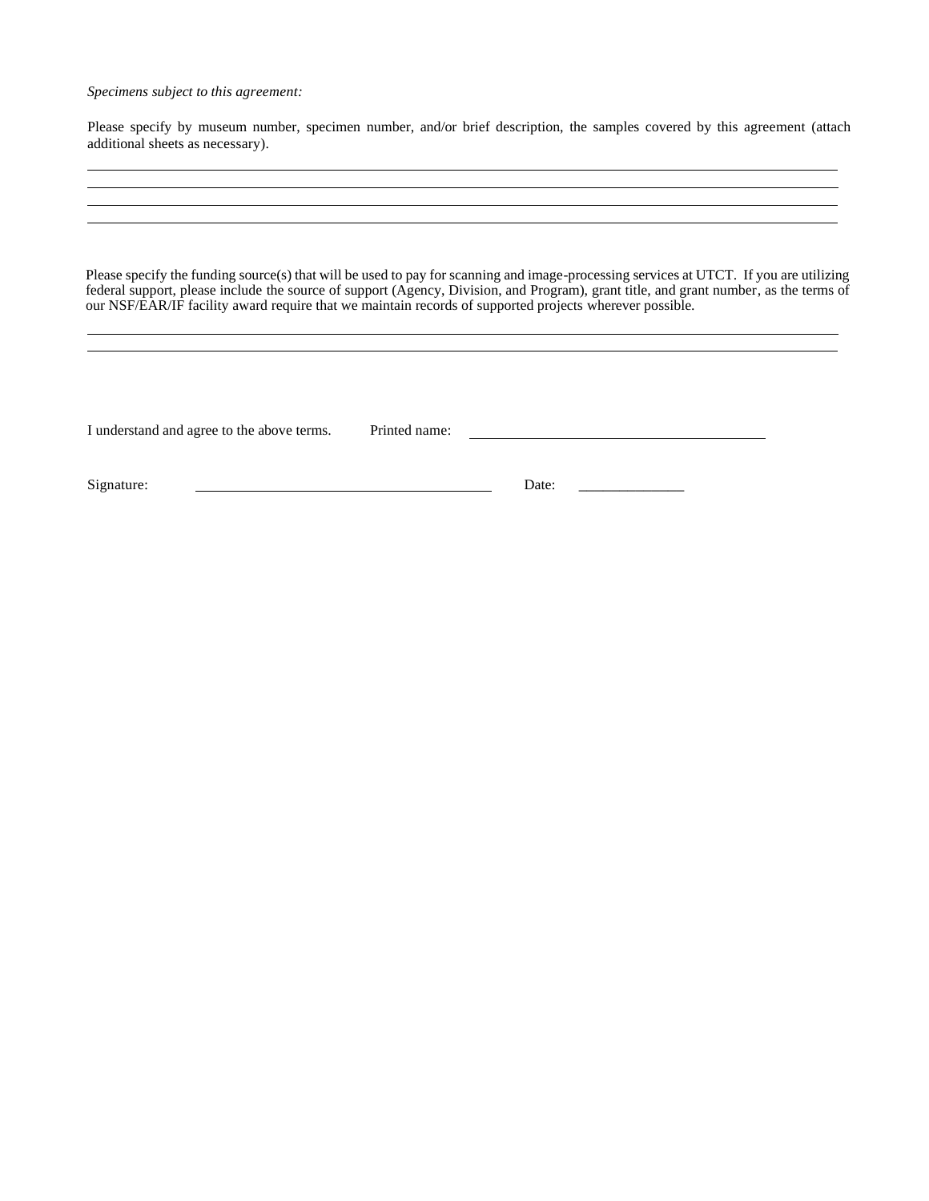*Specimens subject to this agreement:*

Please specify by museum number, specimen number, and/or brief description, the samples covered by this agreement (attach additional sheets as necessary).

\_\_\_\_\_\_\_\_\_\_\_\_\_\_\_\_\_\_\_\_\_\_\_\_\_\_\_\_\_\_\_\_\_\_\_\_\_\_\_\_\_\_\_\_\_\_\_\_\_\_\_\_\_\_\_\_\_\_\_\_\_\_\_\_\_\_\_\_\_\_\_\_\_\_\_\_\_\_

\_\_\_\_\_\_\_\_\_\_\_\_\_\_\_\_\_\_\_\_\_\_\_\_\_\_\_\_\_\_\_\_\_\_\_\_\_\_\_\_\_\_\_\_\_\_\_\_\_\_\_\_\_\_\_\_\_\_\_\_\_\_\_\_\_\_\_\_\_\_\_\_\_\_\_\_\_\_

\_\_\_\_\_\_\_\_\_\_\_\_\_\_\_\_\_\_\_\_\_\_\_\_\_\_\_\_\_\_\_\_\_\_\_\_\_\_\_\_\_\_\_\_\_\_\_\_\_\_\_\_\_\_\_\_\_\_\_\_\_\_\_\_\_\_\_\_\_\_\_\_\_\_\_\_\_\_

\_\_\_\_\_\_\_\_\_\_\_\_\_\_\_\_\_\_\_\_\_\_\_\_\_\_\_\_\_\_\_\_\_\_\_\_\_\_\_\_\_\_\_\_\_\_\_\_\_\_\_\_\_\_\_\_\_\_\_\_\_\_\_\_\_\_\_\_\_\_\_\_\_\_\_\_\_\_

Please specify the funding source(s) that will be used to pay for scanning and image-processing services at UTCT. If you are utilizing federal support, please include the source of support (Agency, Division, and Program), grant title, and grant number, as the terms of our NSF/EAR/IF facility award require that we maintain records of supported projects wherever possible.

\_\_\_\_\_\_\_\_\_\_\_\_\_\_\_\_\_\_\_\_\_\_\_\_\_\_\_\_\_\_\_\_\_\_\_\_\_\_\_\_\_\_\_\_\_\_\_\_\_\_\_\_\_\_\_\_\_\_\_\_\_\_\_\_\_\_\_\_\_\_\_\_\_\_\_\_\_\_

\_\_\_\_\_\_\_\_\_\_\_\_\_\_\_\_\_\_\_\_\_\_\_\_\_\_\_\_\_\_\_\_\_\_\_\_\_\_\_\_\_\_\_\_\_\_\_\_\_\_\_\_\_\_\_\_\_\_\_\_\_\_\_\_\_\_\_\_\_\_\_\_\_\_\_\_\_\_

I understand and agree to the above terms. Printed name: \_\_\_\_\_\_\_\_\_\_\_\_\_\_\_\_\_\_\_\_\_\_\_\_\_\_\_\_\_\_\_\_\_\_\_\_\_\_\_\_

Signature: \_\_\_\_\_\_\_\_\_\_\_\_\_\_\_\_\_\_\_\_\_\_\_\_\_\_\_\_\_\_\_\_\_\_\_\_\_\_\_\_ Date: \_\_\_\_\_\_\_\_\_\_\_\_\_\_\_